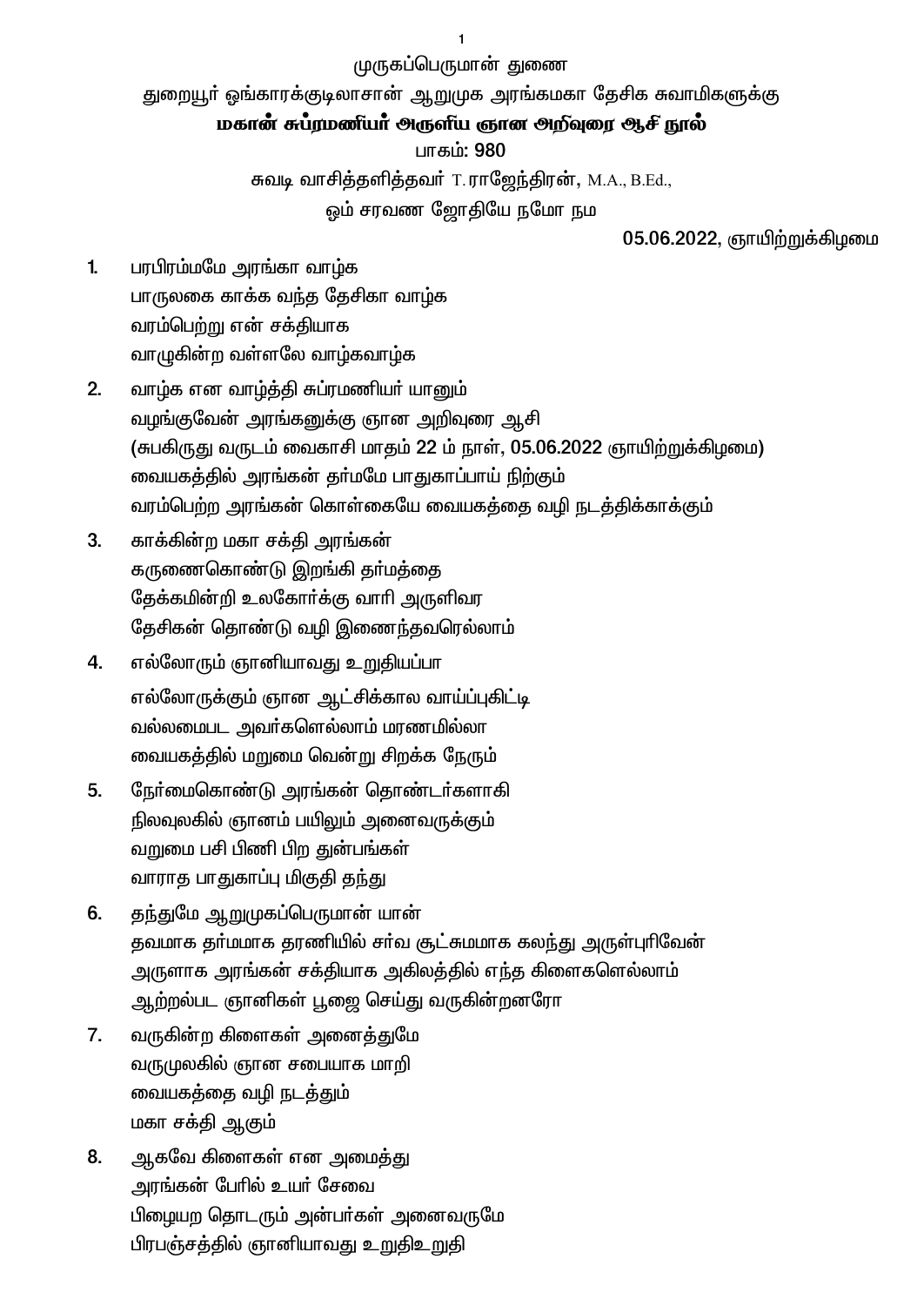முருகப்பெருமான் துணை

துறையூர் ஓங்காரக்குடிலாசான் ஆறுமுக அரங்கமகா தேசிக சுவாமிகளுக்கு

**மகான் சுப்ரமணியர் அருளிய ஞான அறிவுரை ஆசி நூல்**

பாகம்: 980

சுவடி வாசித்தளித்தவர் T.ராஜேந்திரன், M.A., B.Ed.,

ஓம் சரவண ஜோதியே நமோ நம

05.06.2022, ஞாயிற்றுக்கிழமை

1. பரபிரம்மமே அரங்கா வாழ்க
   பாருலகை காக்க வந்த தேசிகா வாழ்க
   வரம்பெற்று என் சக்தியாக
   வாழுகின்ற வள்ளலே வாழ்கவாழ்க

2. வாழ்க என வாழ்த்தி சுப்ரமணியர் யானும்
   வழங்குவேன் அரங்கனுக்கு ஞான அறிவுரை ஆசி
   (சுபகிருது வருடம் வைகாசி மாதம் 22 ம் நாள், 05.06.2022 ஞாயிற்றுக்கிழமை)
   வையகத்தில் அரங்கன் தர்மமே பாதுகாப்பாய் நிற்கும்
   வரம்பெற்ற அரங்கன் கொள்கையே வையகத்தை வழி நடத்திக்காக்கும்

3. காக்கின்ற மகா சக்தி அரங்கன்
   கருணைகொண்டு இறங்கி தர்மத்தை
   தேக்கமின்றி உலகோர்க்கு வாரி அருளிவர
   தேசிகன் தொண்டு வழி இணைந்தவரெல்லாம்

4. எல்லோரும் ஞானியாவது உறுதியப்பா
   எல்லோருக்கும் ஞான ஆட்சிக்கால வாய்ப்புகிட்டி
   வல்லமைபட அவர்களெல்லாம் மரணமில்லா
   வையகத்தில் மறுமை வென்று சிறக்க நேரும்

5. நேர்மைகொண்டு அரங்கன் தொண்டர்களாகி
   நிலவுலகில் ஞானம் பயிலும் அனைவருக்கும்
   வறுமை பசி பிணி பிற துன்பங்கள்
   வாராத பாதுகாப்பு மிகுதி தந்து

6. தந்துமே ஆறுமுகப்பெருமான் யான்
   தவமாக தர்மமாக தரணியில் சர்வ சூட்சுமமாக கலந்து அருள்புரிவேன்
   அருளாக அரங்கன் சக்தியாக அகிலத்தில் எந்த கிளைகளெல்லாம்
   ஆற்றல்பட ஞானிகள் பூஜை செய்து வருகின்றனரோ

7. வருகின்ற கிளைகள் அனைத்துமே
   வருமுலகில் ஞான சபையாக மாறி
   வையகத்தை வழி நடத்தும்
   மகா சக்தி ஆகும்

8. ஆகவே கிளைகள் என அமைத்து
   அரங்கன் பேரில் உயர் சேவை
   பிழையற தொடரும் அன்பர்கள் அனைவருமே
   பிரபஞ்சத்தில் ஞானியாவது உறுதிஉறுதி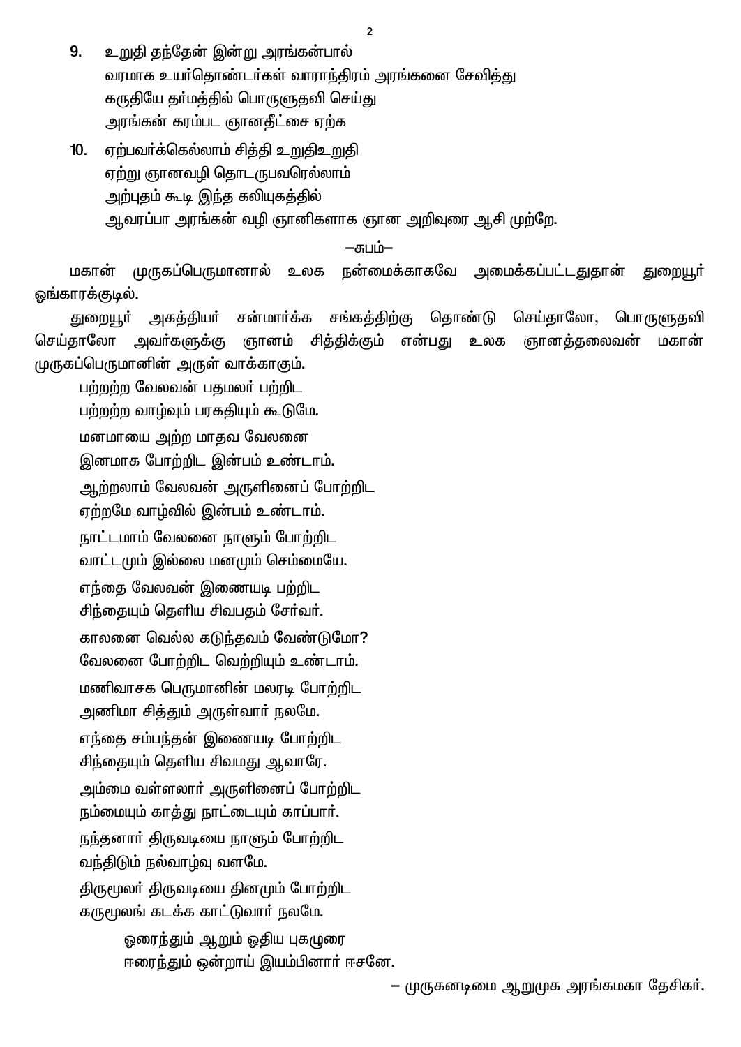9. உறுதி தந்தேன் இன்று அரங்கன்பால்
   வரமாக உயர்தொண்டர்கள் வாராந்திரம் அரங்கனை சேவித்து
   கருதியே தர்மத்தில் பொருளுதவி செய்து
   அரங்கன் கரம்பட ஞானதீட்சை ஏற்க

10. ஏற்பவர்க்கெல்லாம் சித்தி உறுதிஉறுதி
    ஏற்று ஞானவழி தொடருபவரெல்லாம்
    அற்புதம் கூடி இந்த கலியுகத்தில்
    ஆவரப்பா அரங்கன் வழி ஞானிகளாக ஞான அறிவுரை ஆசி முற்றே.

–சுபம்–

மகான் முருகப்பெருமானால் உலக நன்மைக்காகவே அமைக்கப்பட்டதுதான் துறையூர் ஓங்காரக்குடில்.

துறையூர் அகத்தியர் சன்மார்க்க சங்கத்திற்கு தொண்டு செய்தாலோ, பொருளுதவி செய்தாலோ அவர்களுக்கு ஞானம் சித்திக்கும் என்பது உலக ஞானத்தலைவன் மகான் முருகப்பெருமானின் அருள் வாக்காகும்.

பற்றற்ற வேலவன் பதமலர் பற்றிட
பற்றற்ற வாழ்வும் பரகதியும் கூடுமே.

மனமாயை அற்ற மாதவ வேலனை
இனமாக போற்றிட இன்பம் உண்டாம்.

ஆற்றலாம் வேலவன் அருளினைப் போற்றிட
ஏற்றமே வாழ்வில் இன்பம் உண்டாம்.

நாட்டமாம் வேலனை நாளும் போற்றிட
வாட்டமும் இல்லை மனமும் செம்மையே.

எந்தை வேலவன் இணையடி பற்றிட
சிந்தையும் தெளிய சிவபதம் சேர்வர்.

காலனை வெல்ல கடுந்தவம் வேண்டுமோ?
வேலனை போற்றிட வெற்றியும் உண்டாம்.

மணிவாசக பெருமானின் மலரடி போற்றிட
அணிமா சித்தும் அருள்வார் நலமே.

எந்தை சம்பந்தன் இணையடி போற்றிட
சிந்தையும் தெளிய சிவமது ஆவாரே.

அம்மை வள்ளலார் அருளினைப் போற்றிட
நம்மையும் காத்து நாட்டையும் காப்பார்.

நந்தனார் திருவடியை நாளும் போற்றிட
வந்திடும் நல்வாழ்வு வளமே.

திருமூலர் திருவடியை தினமும் போற்றிட
கருமூலங் கடக்க காட்டுவார் நலமே.

ஓரைந்தும் ஆறும் ஓதிய புகழுரை
ஈரைந்தும் ஒன்றாய் இயம்பினார் ஈசனே.

– முருகனடிமை ஆறுமுக அரங்கமகா தேசிகர்.